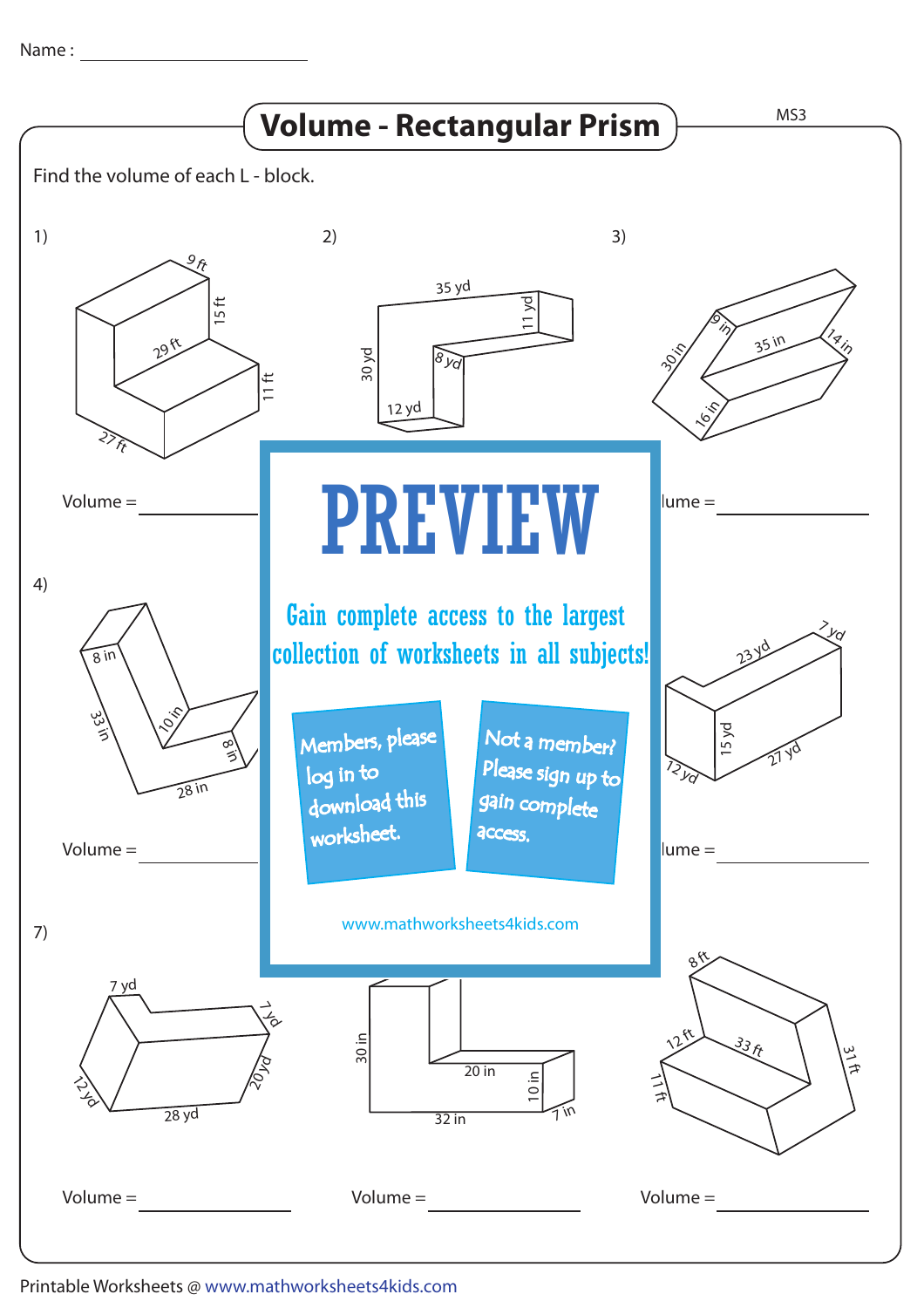Name : ______________________

# Volume - Rectangular Prism

MS3

Find the volume of each L - block.

1)

9 ft, 15 ft, 29 ft, 11 ft, 27 ft

Volume = ____________

2)

35 yd, 11 yd, 30 yd, 8 yd, 12 yd

Volume = ____________

3)

9 in, 35 in, 14 in, 30 in, 16 in

Volume = ____________

4)

8 in, 33 in, 10 in, 8 in, 28 in

Volume = ____________

5)

Volume = ____________

6)

23 yd, 7 yd, 15 yd, 12 yd, 27 yd

Volume = ____________

PREVIEW

Gain complete access to the largest collection of worksheets in all subjects!

Members, please log in to download this worksheet.

Not a member? Please sign up to gain complete access.

www.mathworksheets4kids.com

7)

7 yd, 7 yd, 12 yd, 20 yd, 28 yd

Volume = ____________

8)

30 in, 20 in, 10 in, 32 in, 7 in

Volume = ____________

9)

8 ft, 12 ft, 33 ft, 31 ft, 11 ft

Volume = ____________

Printable Worksheets @ www.mathworksheets4kids.com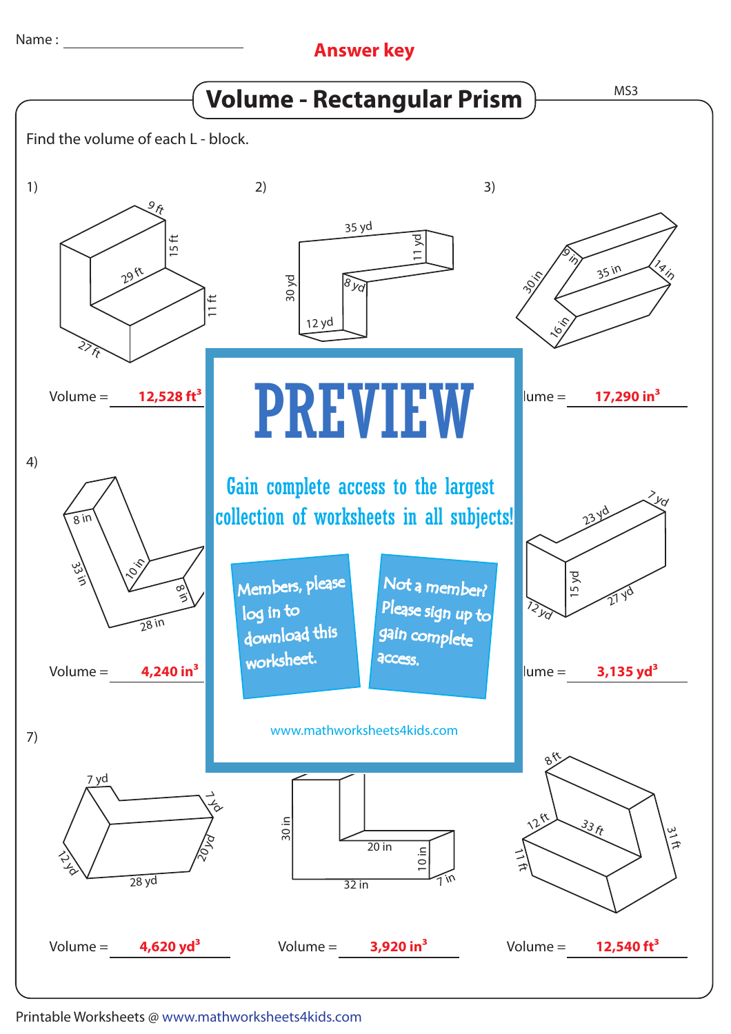Name : ____________________

**Answer key**

# Volume - Rectangular Prism

MS3

Find the volume of each L - block.

1)

9 ft
15 ft
29 ft
11 ft
27 ft

Volume = **12,528 $ft^3$**

2)

35 yd
11 yd
30 yd
8 yd
12 yd

3)

9 in
30 in
35 in
14 in
16 in

Volume = **17,290 $in^3$**

4)

8 in
33 in
10 in
8 in
28 in

Volume = **4,240 $in^3$**

6)

7 yd
23 yd
15 yd
12 yd
27 yd

Volume = **3,135 $yd^3$**

PREVIEW

Gain complete access to the largest collection of worksheets in all subjects!

Members, please log in to download this worksheet.

Not a member? Please sign up to gain complete access.

www.mathworksheets4kids.com

7)

7 yd
7 yd
12 yd
20 yd
28 yd

Volume = **4,620 $yd^3$**

8)

30 in
20 in
10 in
32 in
7 in

Volume = **3,920 $in^3$**

9)

8 ft
12 ft
33 ft
11 ft
31 ft

Volume = **12,540 $ft^3$**

Printable Worksheets @ www.mathworksheets4kids.com